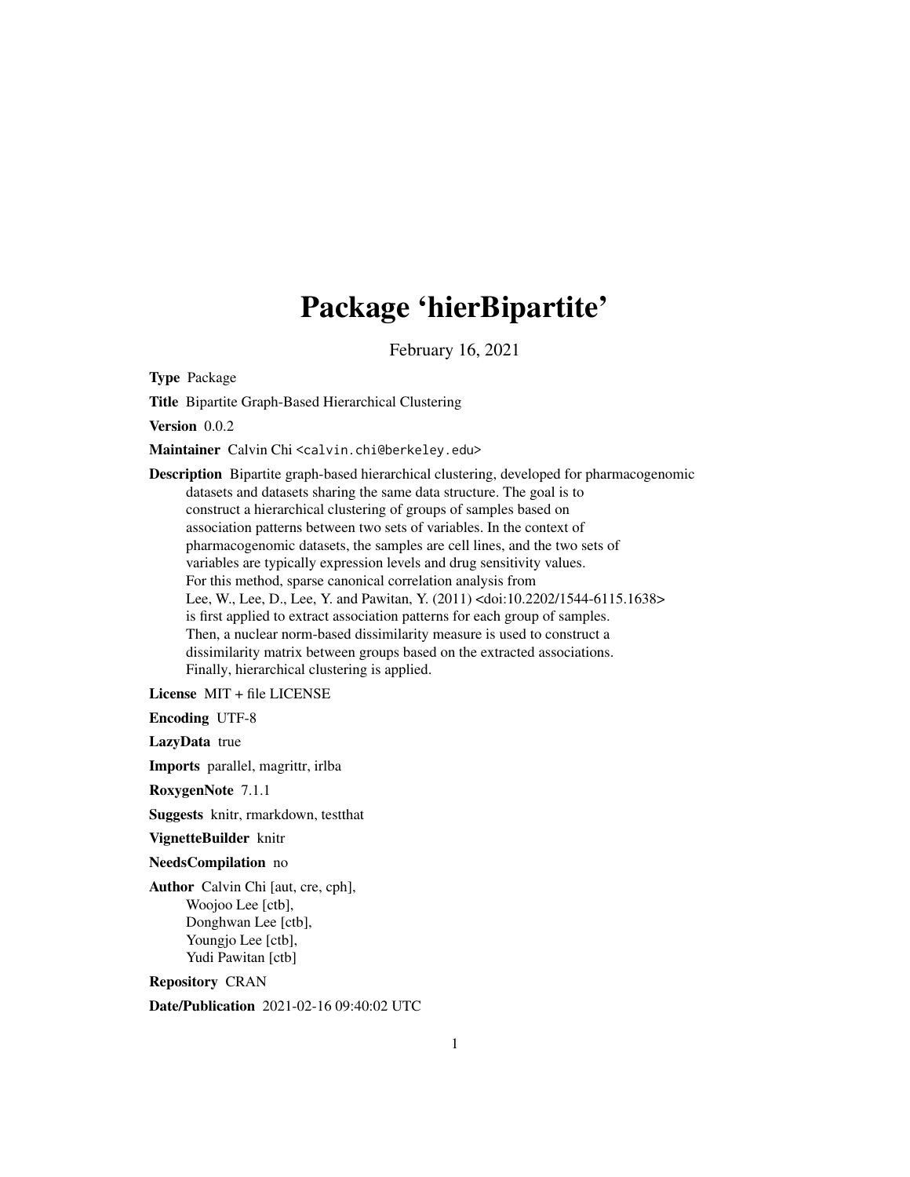# Package 'hierBipartite'

February 16, 2021

**Type** Package

**Title** Bipartite Graph-Based Hierarchical Clustering

**Version** 0.0.2

**Maintainer** Calvin Chi <calvin.chi@berkeley.edu>

**Description** Bipartite graph-based hierarchical clustering, developed for pharmacogenomic datasets and datasets sharing the same data structure. The goal is to construct a hierarchical clustering of groups of samples based on association patterns between two sets of variables. In the context of pharmacogenomic datasets, the samples are cell lines, and the two sets of variables are typically expression levels and drug sensitivity values. For this method, sparse canonical correlation analysis from Lee, W., Lee, D., Lee, Y. and Pawitan, Y. (2011) <doi:10.2202/1544-6115.1638> is first applied to extract association patterns for each group of samples. Then, a nuclear norm-based dissimilarity measure is used to construct a dissimilarity matrix between groups based on the extracted associations. Finally, hierarchical clustering is applied.

**License** MIT + file LICENSE

**Encoding** UTF-8

**LazyData** true

**Imports** parallel, magrittr, irlba

**RoxygenNote** 7.1.1

**Suggests** knitr, rmarkdown, testthat

**VignetteBuilder** knitr

**NeedsCompilation** no

**Author** Calvin Chi [aut, cre, cph],
Woojoo Lee [ctb],
Donghwan Lee [ctb],
Youngjo Lee [ctb],
Yudi Pawitan [ctb]

**Repository** CRAN

**Date/Publication** 2021-02-16 09:40:02 UTC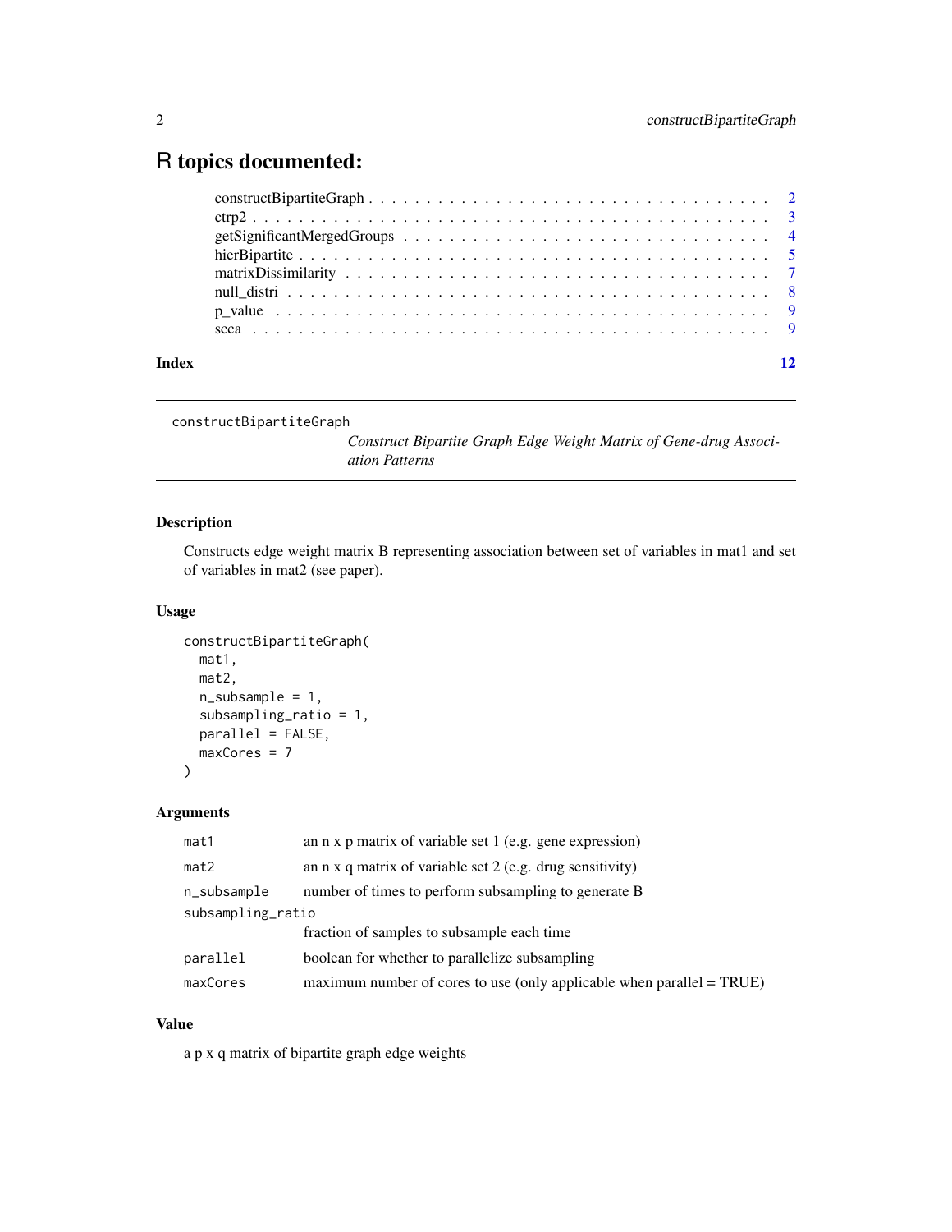# R topics documented:

constructBipartiteGraph . . . . . . . . . . . . . . . . . . . . . . . . . . . . . . . . . . 2
ctrp2 . . . . . . . . . . . . . . . . . . . . . . . . . . . . . . . . . . . . . . . . . . . 3
getSignificantMergedGroups . . . . . . . . . . . . . . . . . . . . . . . . . . . . . . . 4
hierBipartite . . . . . . . . . . . . . . . . . . . . . . . . . . . . . . . . . . . . . . . 5
matrixDissimilarity . . . . . . . . . . . . . . . . . . . . . . . . . . . . . . . . . . . 7
null_distri . . . . . . . . . . . . . . . . . . . . . . . . . . . . . . . . . . . . . . . 8
p_value . . . . . . . . . . . . . . . . . . . . . . . . . . . . . . . . . . . . . . . . . 9
scca . . . . . . . . . . . . . . . . . . . . . . . . . . . . . . . . . . . . . . . . . . 9

**Index** 12

---

`constructBipartiteGraph` *Construct Bipartite Graph Edge Weight Matrix of Gene-drug Association Patterns*

---

### Description

Constructs edge weight matrix B representing association between set of variables in mat1 and set of variables in mat2 (see paper).

### Usage

```
constructBipartiteGraph(
  mat1,
  mat2,
  n_subsample = 1,
  subsampling_ratio = 1,
  parallel = FALSE,
  maxCores = 7
)
```

### Arguments

| | |
|---|---|
| `mat1` | an n x p matrix of variable set 1 (e.g. gene expression) |
| `mat2` | an n x q matrix of variable set 2 (e.g. drug sensitivity) |
| `n_subsample` | number of times to perform subsampling to generate B |
| `subsampling_ratio` | fraction of samples to subsample each time |
| `parallel` | boolean for whether to parallelize subsampling |
| `maxCores` | maximum number of cores to use (only applicable when parallel = TRUE) |

### Value

a p x q matrix of bipartite graph edge weights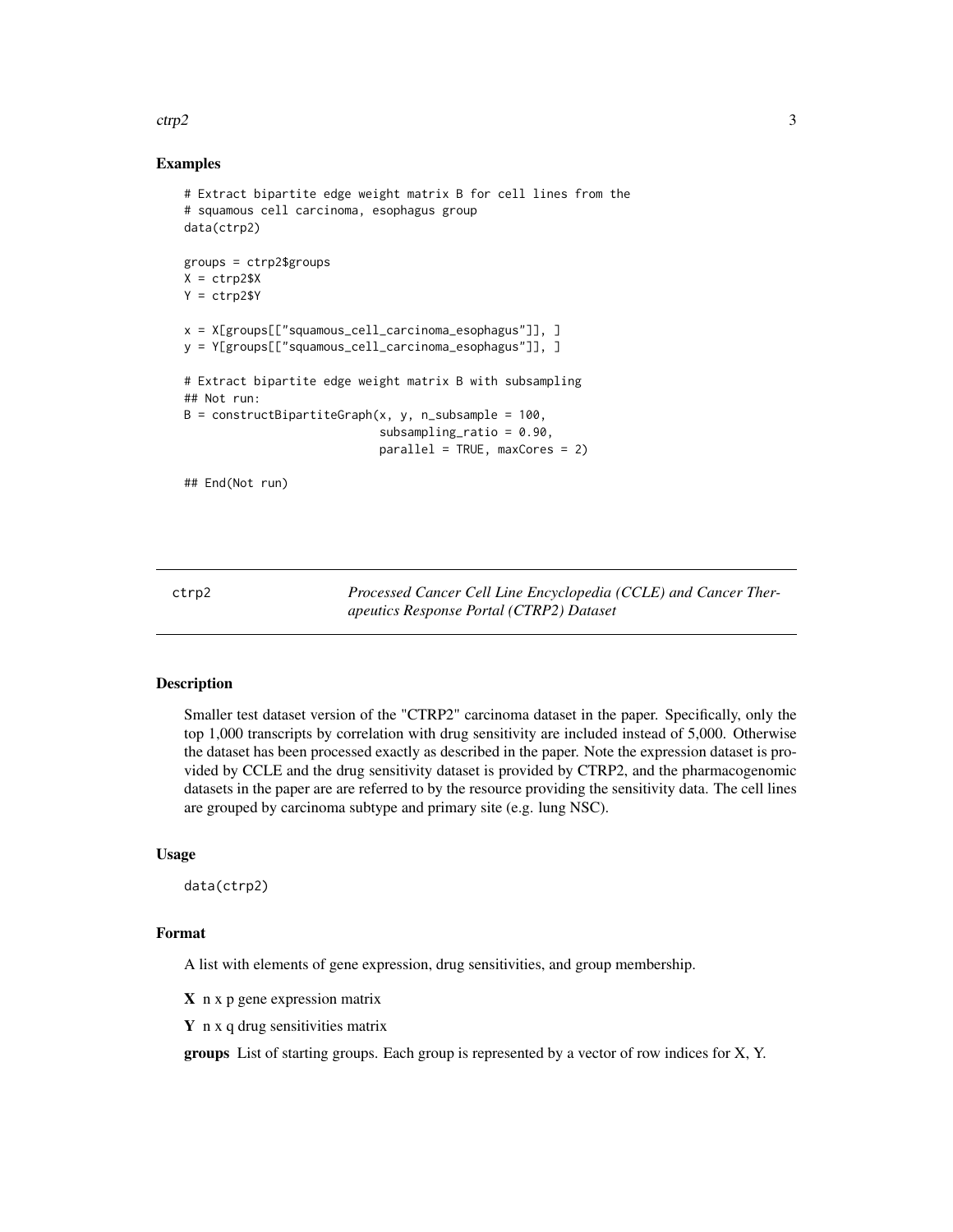### Examples

```
# Extract bipartite edge weight matrix B for cell lines from the
# squamous cell carcinoma, esophagus group
data(ctrp2)

groups = ctrp2$groups
X = ctrp2$X
Y = ctrp2$Y

x = X[groups[["squamous_cell_carcinoma_esophagus"]], ]
y = Y[groups[["squamous_cell_carcinoma_esophagus"]], ]

# Extract bipartite edge weight matrix B with subsampling
## Not run:
B = constructBipartiteGraph(x, y, n_subsample = 100,
                            subsampling_ratio = 0.90,
                            parallel = TRUE, maxCores = 2)

## End(Not run)
```

---

## ctrp2 — *Processed Cancer Cell Line Encyclopedia (CCLE) and Cancer Therapeutics Response Portal (CTRP2) Dataset*

### Description

Smaller test dataset version of the "CTRP2" carcinoma dataset in the paper. Specifically, only the top 1,000 transcripts by correlation with drug sensitivity are included instead of 5,000. Otherwise the dataset has been processed exactly as described in the paper. Note the expression dataset is provided by CCLE and the drug sensitivity dataset is provided by CTRP2, and the pharmacogenomic datasets in the paper are are referred to by the resource providing the sensitivity data. The cell lines are grouped by carcinoma subtype and primary site (e.g. lung NSC).

### Usage

```
data(ctrp2)
```

### Format

A list with elements of gene expression, drug sensitivities, and group membership.

**X** n x p gene expression matrix

**Y** n x q drug sensitivities matrix

**groups** List of starting groups. Each group is represented by a vector of row indices for X, Y.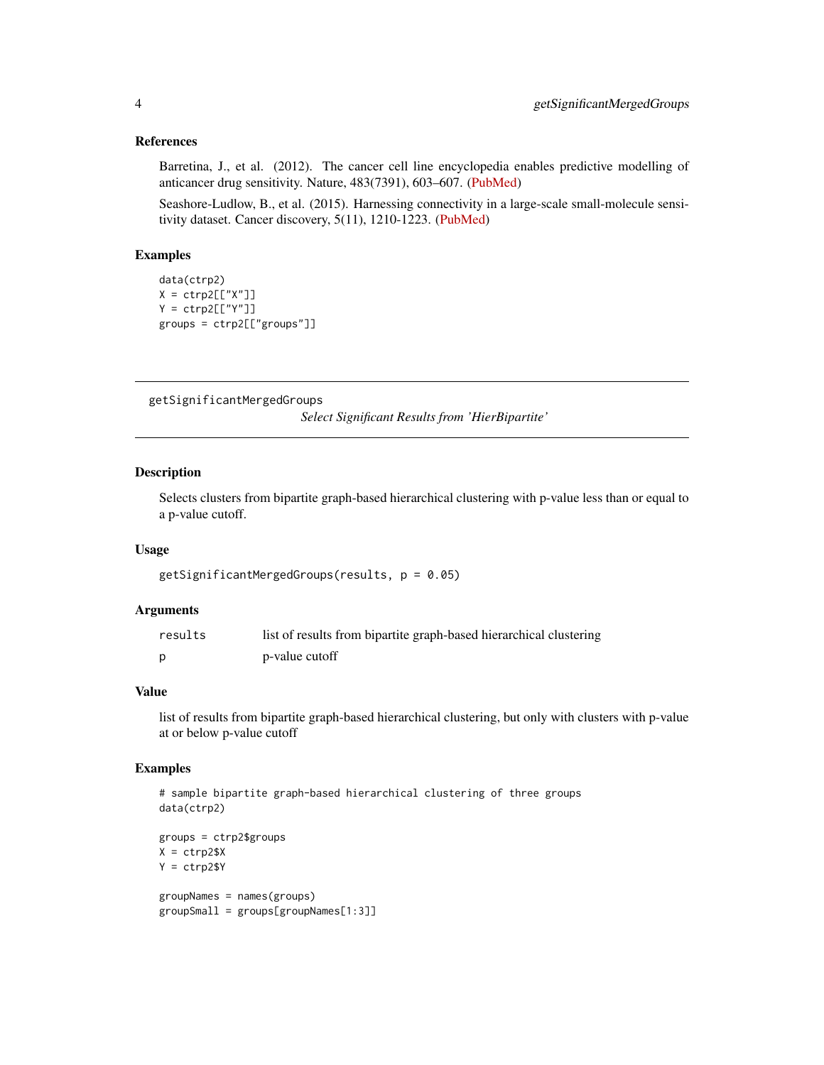### References

Barretina, J., et al. (2012). The cancer cell line encyclopedia enables predictive modelling of anticancer drug sensitivity. Nature, 483(7391), 603–607. (PubMed)

Seashore-Ludlow, B., et al. (2015). Harnessing connectivity in a large-scale small-molecule sensitivity dataset. Cancer discovery, 5(11), 1210-1223. (PubMed)

### Examples

```
data(ctrp2)
X = ctrp2[["X"]]
Y = ctrp2[["Y"]]
groups = ctrp2[["groups"]]
```

---

## getSignificantMergedGroups

*Select Significant Results from 'HierBipartite'*

---

### Description

Selects clusters from bipartite graph-based hierarchical clustering with p-value less than or equal to a p-value cutoff.

### Usage

```
getSignificantMergedGroups(results, p = 0.05)
```

### Arguments

| | |
|---|---|
| `results` | list of results from bipartite graph-based hierarchical clustering |
| `p` | p-value cutoff |

### Value

list of results from bipartite graph-based hierarchical clustering, but only with clusters with p-value at or below p-value cutoff

### Examples

```
# sample bipartite graph-based hierarchical clustering of three groups
data(ctrp2)

groups = ctrp2$groups
X = ctrp2$X
Y = ctrp2$Y

groupNames = names(groups)
groupSmall = groups[groupNames[1:3]]
```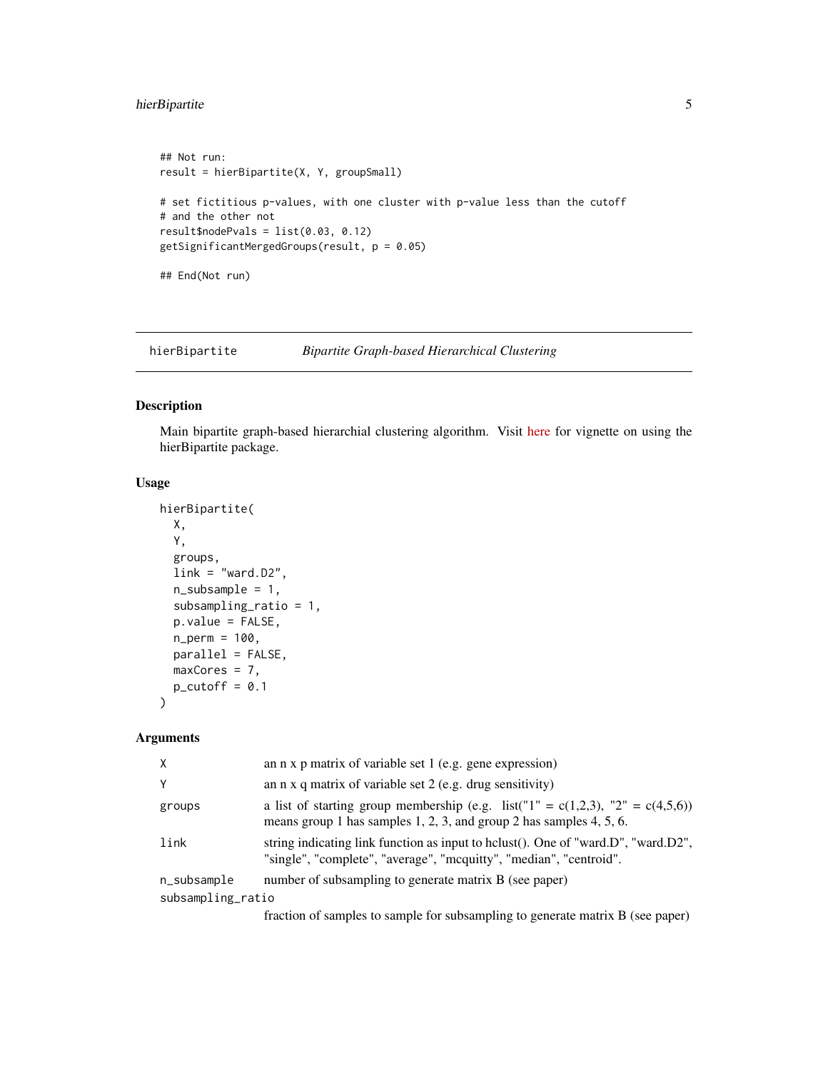```
## Not run:
result = hierBipartite(X, Y, groupSmall)

# set fictitious p-values, with one cluster with p-value less than the cutoff
# and the other not
result$nodePvals = list(0.03, 0.12)
getSignificantMergedGroups(result, p = 0.05)

## End(Not run)
```

## hierBipartite — *Bipartite Graph-based Hierarchical Clustering*

### Description

Main bipartite graph-based hierarchial clustering algorithm. Visit here for vignette on using the hierBipartite package.

### Usage

```
hierBipartite(
  X,
  Y,
  groups,
  link = "ward.D2",
  n_subsample = 1,
  subsampling_ratio = 1,
  p.value = FALSE,
  n_perm = 100,
  parallel = FALSE,
  maxCores = 7,
  p_cutoff = 0.1
)
```

### Arguments

| | |
|---|---|
| X | an n x p matrix of variable set 1 (e.g. gene expression) |
| Y | an n x q matrix of variable set 2 (e.g. drug sensitivity) |
| groups | a list of starting group membership (e.g. list("1" = c(1,2,3), "2" = c(4,5,6)) means group 1 has samples 1, 2, 3, and group 2 has samples 4, 5, 6. |
| link | string indicating link function as input to hclust(). One of "ward.D", "ward.D2", "single", "complete", "average", "mcquitty", "median", "centroid". |
| n_subsample | number of subsampling to generate matrix B (see paper) |
| subsampling_ratio | fraction of samples to sample for subsampling to generate matrix B (see paper) |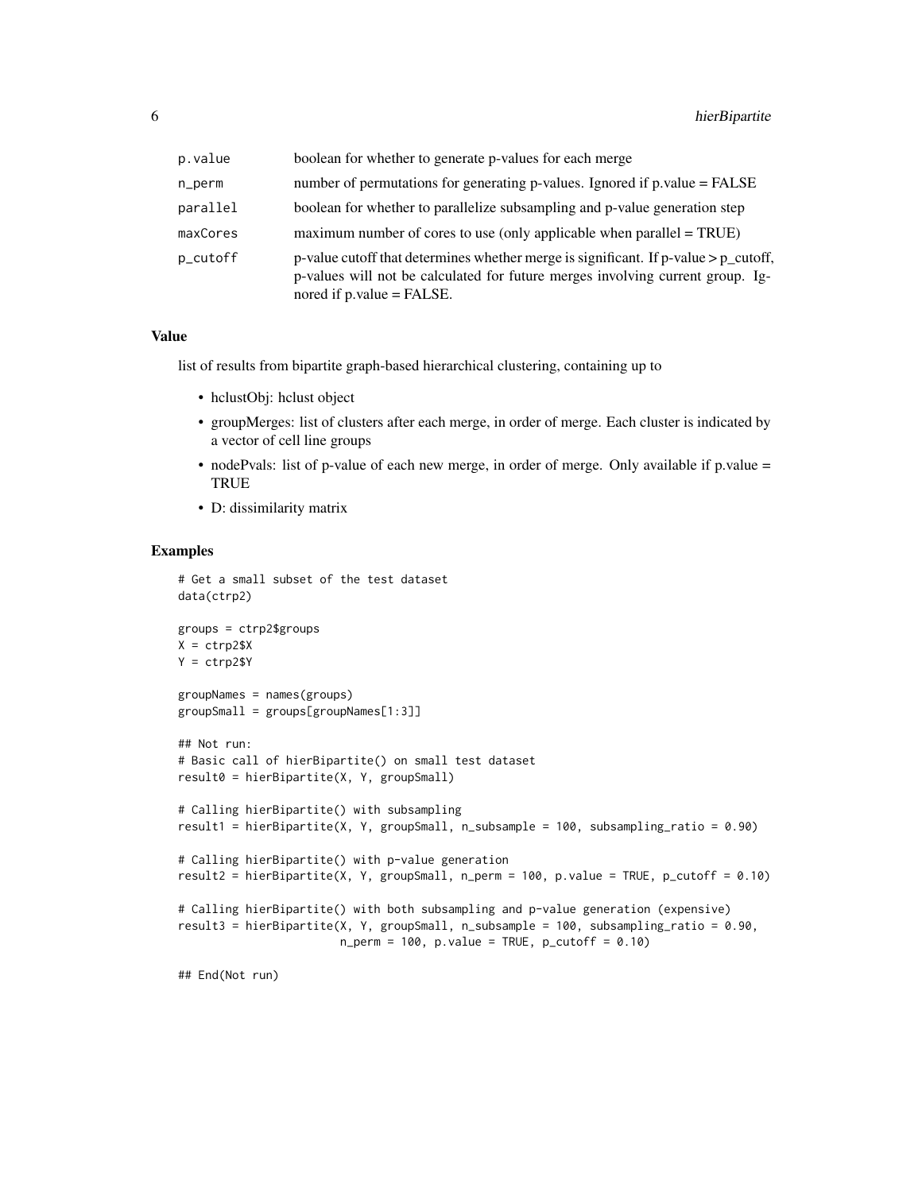| | |
|---|---|
| p.value | boolean for whether to generate p-values for each merge |
| n_perm | number of permutations for generating p-values. Ignored if p.value = FALSE |
| parallel | boolean for whether to parallelize subsampling and p-value generation step |
| maxCores | maximum number of cores to use (only applicable when parallel = TRUE) |
| p_cutoff | p-value cutoff that determines whether merge is significant. If p-value > p_cutoff, p-values will not be calculated for future merges involving current group. Ignored if p.value = FALSE. |

### Value

list of results from bipartite graph-based hierarchical clustering, containing up to

- hclustObj: hclust object
- groupMerges: list of clusters after each merge, in order of merge. Each cluster is indicated by a vector of cell line groups
- nodePvals: list of p-value of each new merge, in order of merge. Only available if p.value = TRUE
- D: dissimilarity matrix

### Examples

```
# Get a small subset of the test dataset
data(ctrp2)

groups = ctrp2$groups
X = ctrp2$X
Y = ctrp2$Y

groupNames = names(groups)
groupSmall = groups[groupNames[1:3]]

## Not run:
# Basic call of hierBipartite() on small test dataset
result0 = hierBipartite(X, Y, groupSmall)

# Calling hierBipartite() with subsampling
result1 = hierBipartite(X, Y, groupSmall, n_subsample = 100, subsampling_ratio = 0.90)

# Calling hierBipartite() with p-value generation
result2 = hierBipartite(X, Y, groupSmall, n_perm = 100, p.value = TRUE, p_cutoff = 0.10)

# Calling hierBipartite() with both subsampling and p-value generation (expensive)
result3 = hierBipartite(X, Y, groupSmall, n_subsample = 100, subsampling_ratio = 0.90,
                        n_perm = 100, p.value = TRUE, p_cutoff = 0.10)

## End(Not run)
```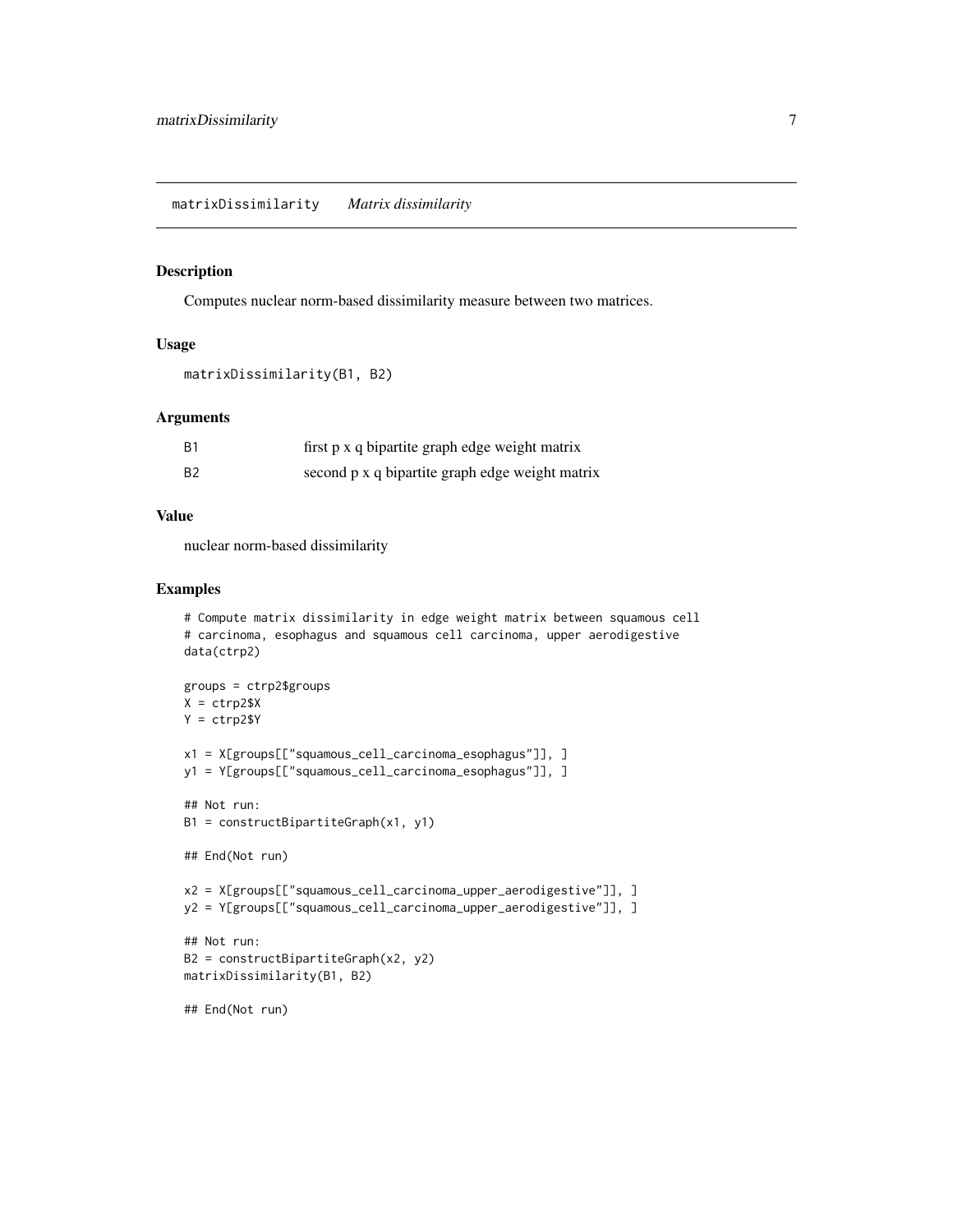## matrixDissimilarity *Matrix dissimilarity*

### Description

Computes nuclear norm-based dissimilarity measure between two matrices.

### Usage

```
matrixDissimilarity(B1, B2)
```

### Arguments

| | |
|---|---|
| B1 | first p x q bipartite graph edge weight matrix |
| B2 | second p x q bipartite graph edge weight matrix |

### Value

nuclear norm-based dissimilarity

### Examples

```
# Compute matrix dissimilarity in edge weight matrix between squamous cell
# carcinoma, esophagus and squamous cell carcinoma, upper aerodigestive
data(ctrp2)

groups = ctrp2$groups
X = ctrp2$X
Y = ctrp2$Y

x1 = X[groups[["squamous_cell_carcinoma_esophagus"]], ]
y1 = Y[groups[["squamous_cell_carcinoma_esophagus"]], ]

## Not run:
B1 = constructBipartiteGraph(x1, y1)

## End(Not run)

x2 = X[groups[["squamous_cell_carcinoma_upper_aerodigestive"]], ]
y2 = Y[groups[["squamous_cell_carcinoma_upper_aerodigestive"]], ]

## Not run:
B2 = constructBipartiteGraph(x2, y2)
matrixDissimilarity(B1, B2)

## End(Not run)
```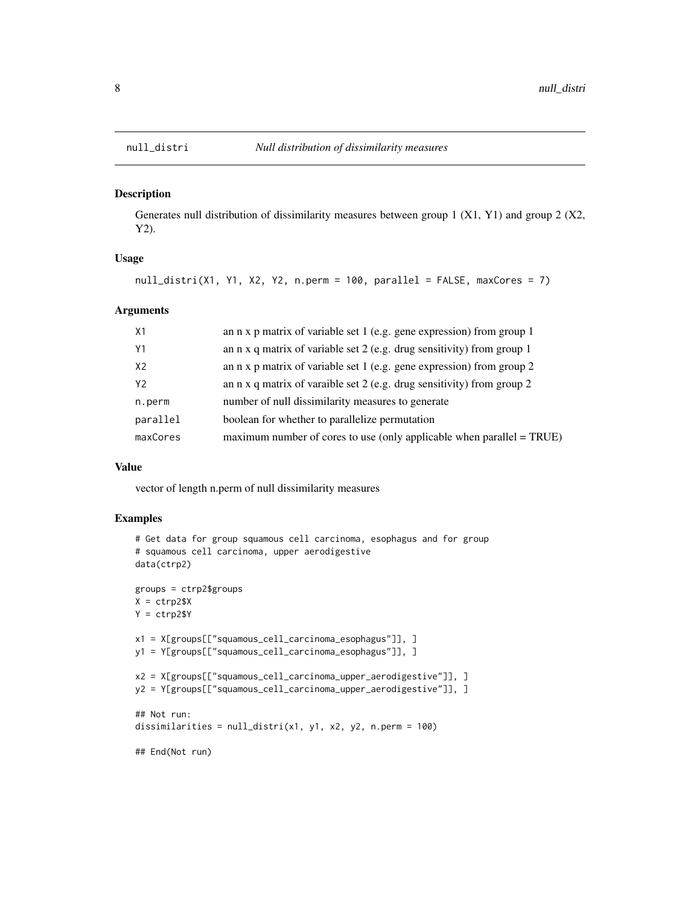# null_distri    *Null distribution of dissimilarity measures*

## Description

Generates null distribution of dissimilarity measures between group 1 (X1, Y1) and group 2 (X2, Y2).

## Usage

```
null_distri(X1, Y1, X2, Y2, n.perm = 100, parallel = FALSE, maxCores = 7)
```

## Arguments

| | |
|---|---|
| X1 | an n x p matrix of variable set 1 (e.g. gene expression) from group 1 |
| Y1 | an n x q matrix of variable set 2 (e.g. drug sensitivity) from group 1 |
| X2 | an n x p matrix of variable set 1 (e.g. gene expression) from group 2 |
| Y2 | an n x q matrix of varaible set 2 (e.g. drug sensitivity) from group 2 |
| n.perm | number of null dissimilarity measures to generate |
| parallel | boolean for whether to parallelize permutation |
| maxCores | maximum number of cores to use (only applicable when parallel = TRUE) |

## Value

vector of length n.perm of null dissimilarity measures

## Examples

```
# Get data for group squamous cell carcinoma, esophagus and for group
# squamous cell carcinoma, upper aerodigestive
data(ctrp2)

groups = ctrp2$groups
X = ctrp2$X
Y = ctrp2$Y

x1 = X[groups[["squamous_cell_carcinoma_esophagus"]], ]
y1 = Y[groups[["squamous_cell_carcinoma_esophagus"]], ]

x2 = X[groups[["squamous_cell_carcinoma_upper_aerodigestive"]], ]
y2 = Y[groups[["squamous_cell_carcinoma_upper_aerodigestive"]], ]

## Not run:
dissimilarities = null_distri(x1, y1, x2, y2, n.perm = 100)

## End(Not run)
```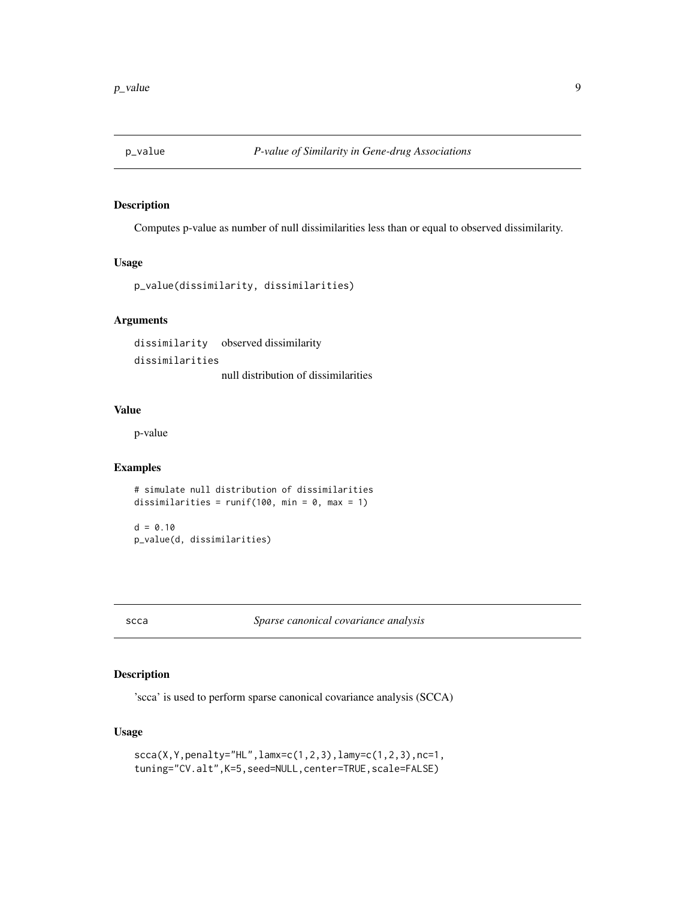## p_value — *P-value of Similarity in Gene-drug Associations*

### Description

Computes p-value as number of null dissimilarities less than or equal to observed dissimilarity.

### Usage

```
p_value(dissimilarity, dissimilarities)
```

### Arguments

| | |
|---|---|
| dissimilarity | observed dissimilarity |
| dissimilarities | null distribution of dissimilarities |

### Value

p-value

### Examples

```
# simulate null distribution of dissimilarities
dissimilarities = runif(100, min = 0, max = 1)

d = 0.10
p_value(d, dissimilarities)
```

## scca — *Sparse canonical covariance analysis*

### Description

'scca' is used to perform sparse canonical covariance analysis (SCCA)

### Usage

```
scca(X,Y,penalty="HL",lamx=c(1,2,3),lamy=c(1,2,3),nc=1,
tuning="CV.alt",K=5,seed=NULL,center=TRUE,scale=FALSE)
```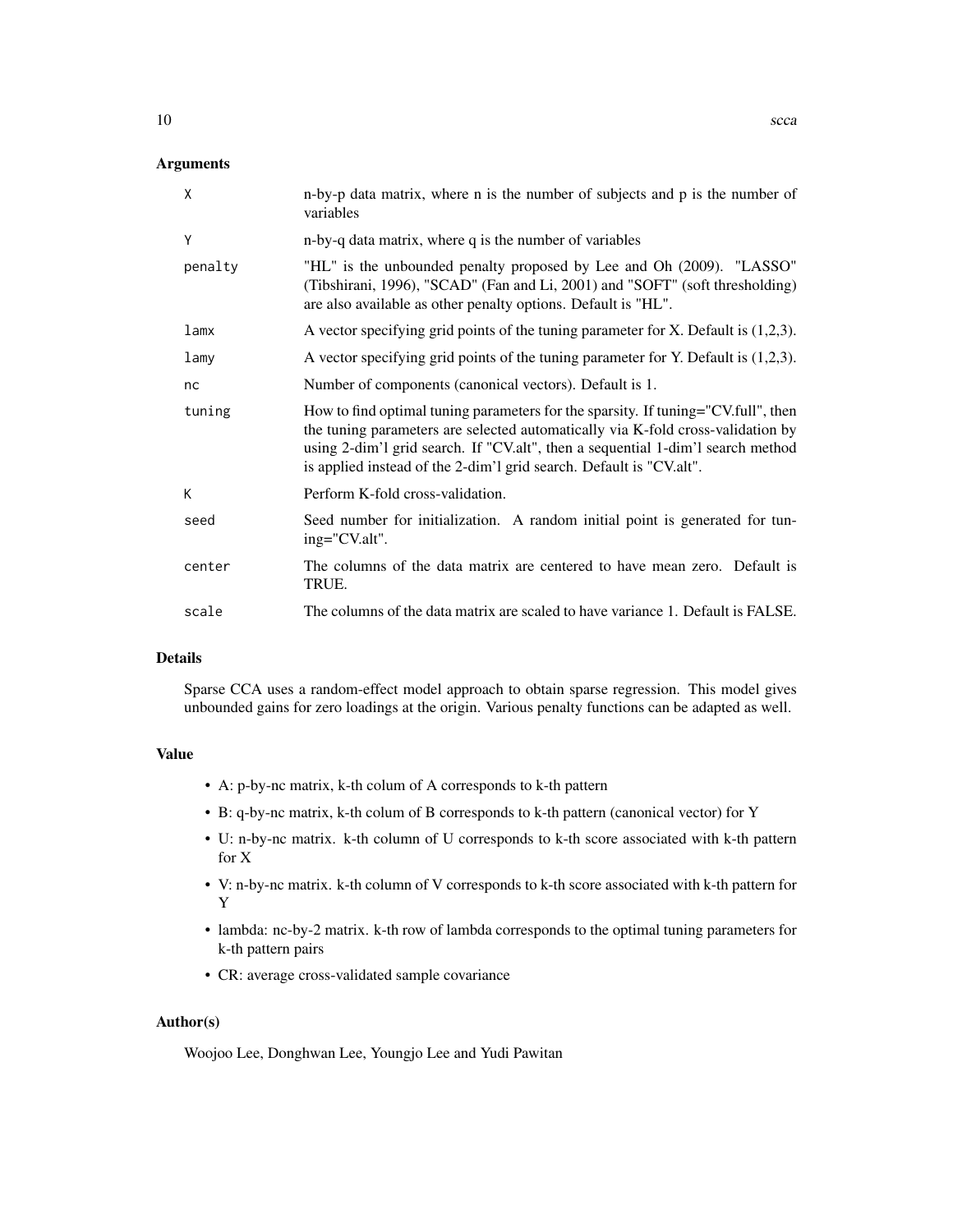## Arguments

| | |
|---|---|
| `X` | n-by-p data matrix, where n is the number of subjects and p is the number of variables |
| `Y` | n-by-q data matrix, where q is the number of variables |
| `penalty` | "HL" is the unbounded penalty proposed by Lee and Oh (2009). "LASSO" (Tibshirani, 1996), "SCAD" (Fan and Li, 2001) and "SOFT" (soft thresholding) are also available as other penalty options. Default is "HL". |
| `lamx` | A vector specifying grid points of the tuning parameter for X. Default is (1,2,3). |
| `lamy` | A vector specifying grid points of the tuning parameter for Y. Default is (1,2,3). |
| `nc` | Number of components (canonical vectors). Default is 1. |
| `tuning` | How to find optimal tuning parameters for the sparsity. If tuning="CV.full", then the tuning parameters are selected automatically via K-fold cross-validation by using 2-dim'l grid search. If "CV.alt", then a sequential 1-dim'l search method is applied instead of the 2-dim'l grid search. Default is "CV.alt". |
| `K` | Perform K-fold cross-validation. |
| `seed` | Seed number for initialization. A random initial point is generated for tuning="CV.alt". |
| `center` | The columns of the data matrix are centered to have mean zero. Default is TRUE. |
| `scale` | The columns of the data matrix are scaled to have variance 1. Default is FALSE. |

## Details

Sparse CCA uses a random-effect model approach to obtain sparse regression. This model gives unbounded gains for zero loadings at the origin. Various penalty functions can be adapted as well.

## Value

- A: p-by-nc matrix, k-th colum of A corresponds to k-th pattern
- B: q-by-nc matrix, k-th colum of B corresponds to k-th pattern (canonical vector) for Y
- U: n-by-nc matrix. k-th column of U corresponds to k-th score associated with k-th pattern for X
- V: n-by-nc matrix. k-th column of V corresponds to k-th score associated with k-th pattern for Y
- lambda: nc-by-2 matrix. k-th row of lambda corresponds to the optimal tuning parameters for k-th pattern pairs
- CR: average cross-validated sample covariance

## Author(s)

Woojoo Lee, Donghwan Lee, Youngjo Lee and Yudi Pawitan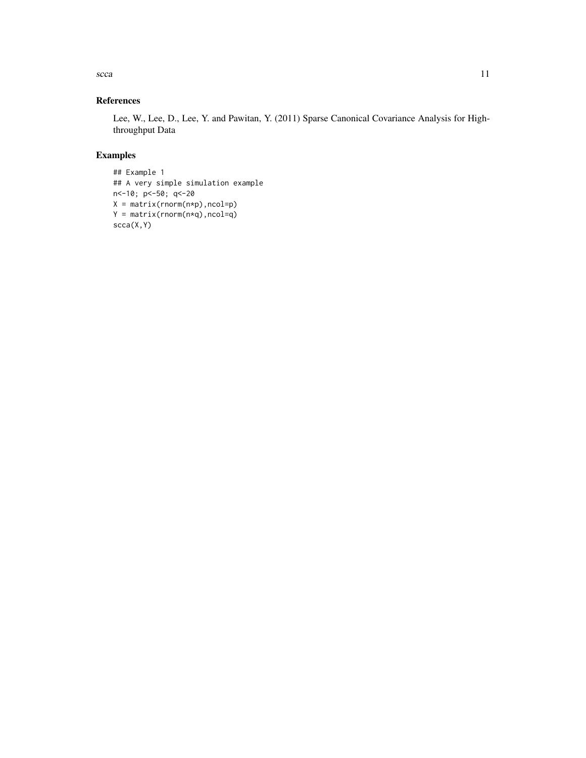## References

Lee, W., Lee, D., Lee, Y. and Pawitan, Y. (2011) Sparse Canonical Covariance Analysis for High-throughput Data

## Examples

```
## Example 1
## A very simple simulation example
n<-10; p<-50; q<-20
X = matrix(rnorm(n*p),ncol=p)
Y = matrix(rnorm(n*q),ncol=q)
scca(X,Y)
```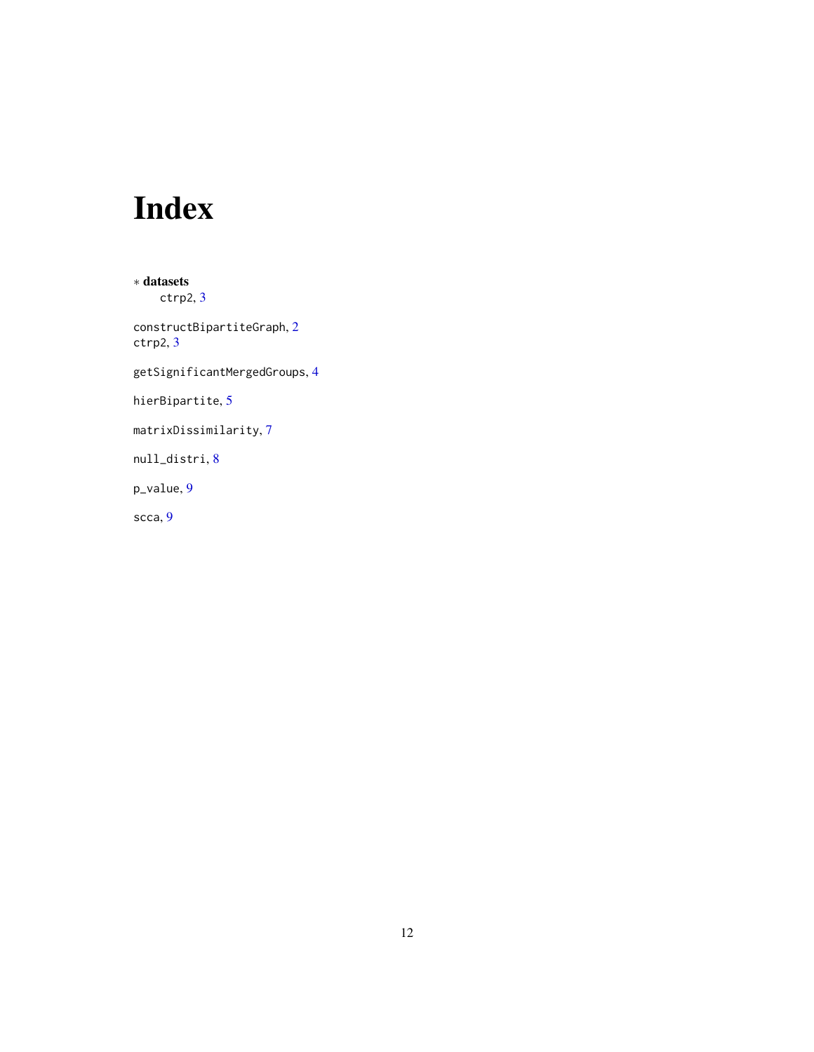# Index

∗ **datasets**
    ctrp2, 3

constructBipartiteGraph, 2
ctrp2, 3

getSignificantMergedGroups, 4

hierBipartite, 5

matrixDissimilarity, 7

null_distri, 8

p_value, 9

scca, 9